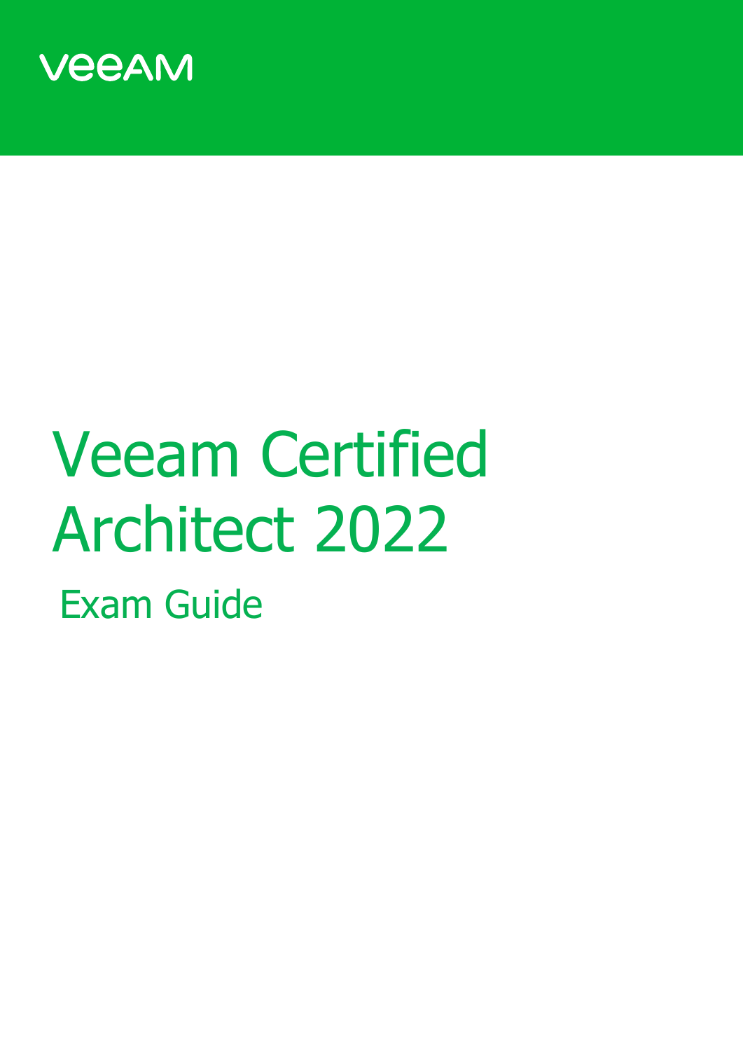VeeAM

# Veeam Certified Architect 2022

## Exam Guide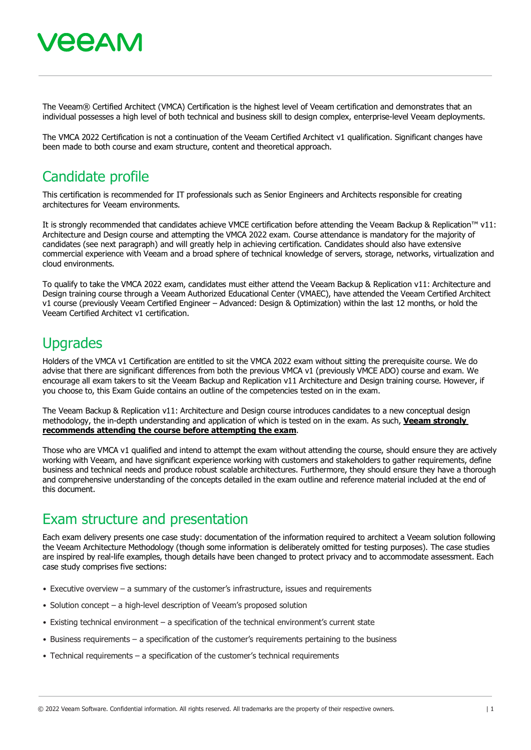The Veeam® Certified Architect (VMCA) Certification is the highest level of Veeam certification and demonstrates that an individual possesses a high level of both technical and business skill to design complex, enterprise-level Veeam deployments.

The VMCA 2022 Certification is not a continuation of the Veeam Certified Architect v1 qualification. Significant changes have been made to both course and exam structure, content and theoretical approach.

## Candidate profile

This certification is recommended for IT professionals such as Senior Engineers and Architects responsible for creating architectures for Veeam environments.

It is strongly recommended that candidates achieve VMCE certification before attending the Veeam Backup & Replication™ v11: Architecture and Design course and attempting the VMCA 2022 exam. Course attendance is mandatory for the majority of candidates (see next paragraph) and will greatly help in achieving certification. Candidates should also have extensive commercial experience with Veeam and a broad sphere of technical knowledge of servers, storage, networks, virtualization and cloud environments.

To qualify to take the VMCA 2022 exam, candidates must either attend the Veeam Backup & Replication v11: Architecture and Design training course through a Veeam Authorized Educational Center (VMAEC), have attended the Veeam Certified Architect v1 course (previously Veeam Certified Engineer – Advanced: Design & Optimization) within the last 12 months, or hold the Veeam Certified Architect v1 certification.

## Upgrades

Holders of the VMCA v1 Certification are entitled to sit the VMCA 2022 exam without sitting the prerequisite course. We do advise that there are significant differences from both the previous VMCA v1 (previously VMCE ADO) course and exam. We encourage all exam takers to sit the Veeam Backup and Replication v11 Architecture and Design training course. However, if you choose to, this Exam Guide contains an outline of the competencies tested on in the exam.

The Veeam Backup & Replication v11: Architecture and Design course introduces candidates to a new conceptual design methodology, the in-depth understanding and application of which is tested on in the exam. As such, **Veeam strongly recommends attending the course before attempting the exam**.

Those who are VMCA v1 qualified and intend to attempt the exam without attending the course, should ensure they are actively working with Veeam, and have significant experience working with customers and stakeholders to gather requirements, define business and technical needs and produce robust scalable architectures. Furthermore, they should ensure they have a thorough and comprehensive understanding of the concepts detailed in the exam outline and reference material included at the end of this document.

## Exam structure and presentation

Each exam delivery presents one case study: documentation of the information required to architect a Veeam solution following the Veeam Architecture Methodology (though some information is deliberately omitted for testing purposes). The case studies are inspired by real-life examples, though details have been changed to protect privacy and to accommodate assessment. Each case study comprises five sections:

- Executive overview – a summary of the customer's infrastructure, issues and requirements
- Solution concept – a high-level description of Veeam's proposed solution
- Existing technical environment – a specification of the technical environment's current state
- Business requirements – a specification of the customer's requirements pertaining to the business
- Technical requirements – a specification of the customer's technical requirements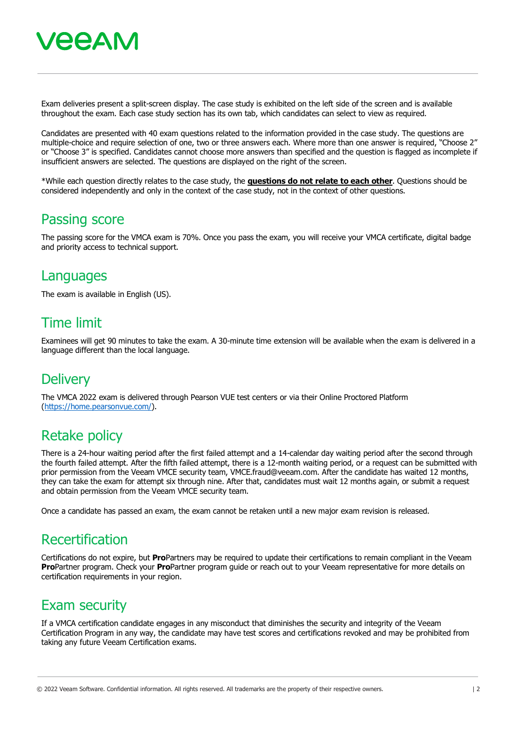Exam deliveries present a split-screen display. The case study is exhibited on the left side of the screen and is available throughout the exam. Each case study section has its own tab, which candidates can select to view as required.

Candidates are presented with 40 exam questions related to the information provided in the case study. The questions are multiple-choice and require selection of one, two or three answers each. Where more than one answer is required, "Choose 2" or "Choose 3" is specified. Candidates cannot choose more answers than specified and the question is flagged as incomplete if insufficient answers are selected. The questions are displayed on the right of the screen.

*While each question directly relates to the case study, the **questions do not relate to each other**. Questions should be considered independently and only in the context of the case study, not in the context of other questions.

## Passing score

The passing score for the VMCA exam is 70%. Once you pass the exam, you will receive your VMCA certificate, digital badge and priority access to technical support.

## Languages

The exam is available in English (US).

## Time limit

Examinees will get 90 minutes to take the exam. A 30-minute time extension will be available when the exam is delivered in a language different than the local language.

## Delivery

The VMCA 2022 exam is delivered through Pearson VUE test centers or via their Online Proctored Platform (https://home.pearsonvue.com/).

## Retake policy

There is a 24-hour waiting period after the first failed attempt and a 14-calendar day waiting period after the second through the fourth failed attempt. After the fifth failed attempt, there is a 12-month waiting period, or a request can be submitted with prior permission from the Veeam VMCE security team, VMCE.fraud@veeam.com. After the candidate has waited 12 months, they can take the exam for attempt six through nine. After that, candidates must wait 12 months again, or submit a request and obtain permission from the Veeam VMCE security team.

Once a candidate has passed an exam, the exam cannot be retaken until a new major exam revision is released.

## Recertification

Certifications do not expire, but **Pro**Partners may be required to update their certifications to remain compliant in the Veeam **Pro**Partner program. Check your **Pro**Partner program guide or reach out to your Veeam representative for more details on certification requirements in your region.

## Exam security

If a VMCA certification candidate engages in any misconduct that diminishes the security and integrity of the Veeam Certification Program in any way, the candidate may have test scores and certifications revoked and may be prohibited from taking any future Veeam Certification exams.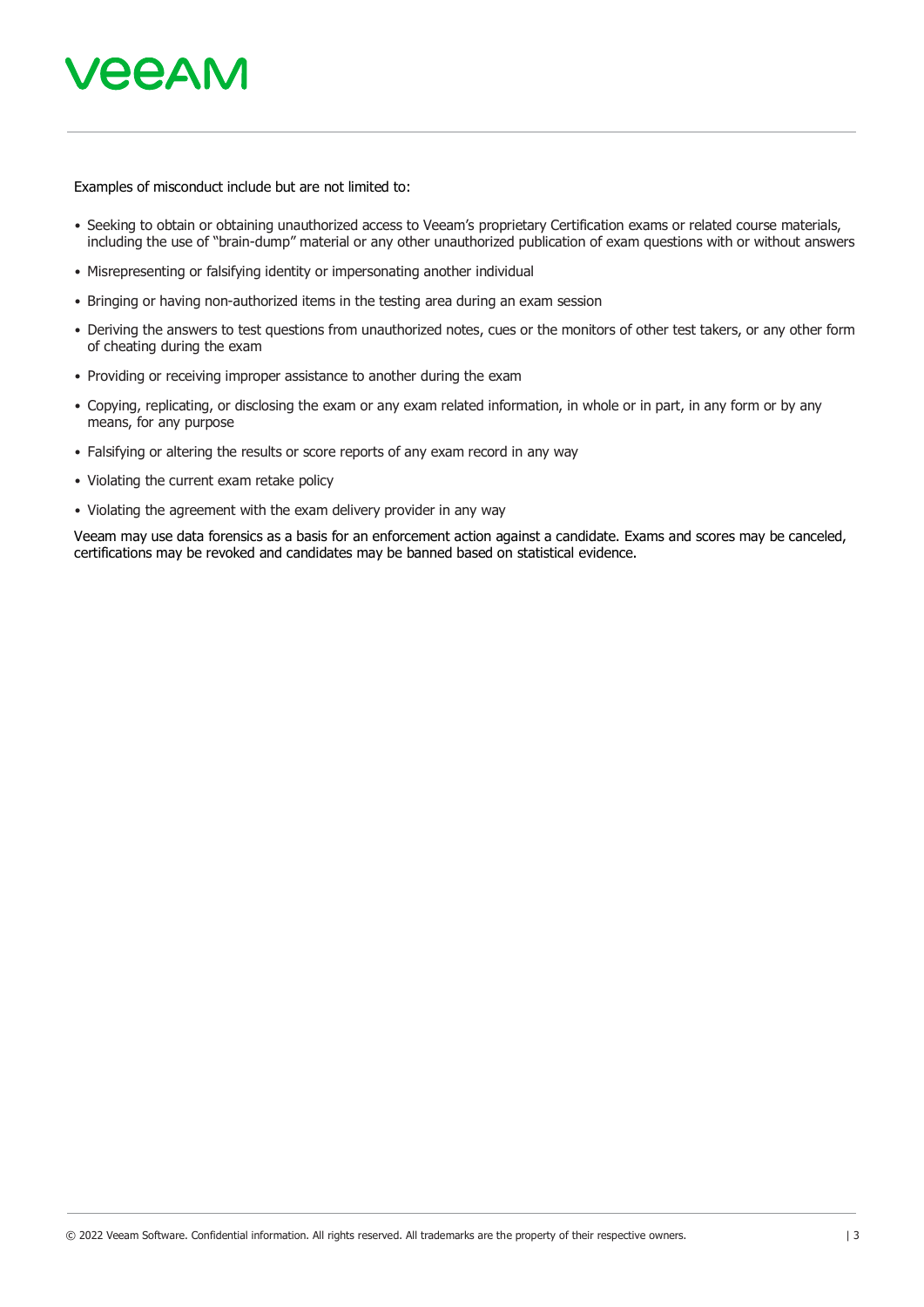Examples of misconduct include but are not limited to:

- Seeking to obtain or obtaining unauthorized access to Veeam's proprietary Certification exams or related course materials, including the use of "brain-dump" material or any other unauthorized publication of exam questions with or without answers
- Misrepresenting or falsifying identity or impersonating another individual
- Bringing or having non-authorized items in the testing area during an exam session
- Deriving the answers to test questions from unauthorized notes, cues or the monitors of other test takers, or any other form of cheating during the exam
- Providing or receiving improper assistance to another during the exam
- Copying, replicating, or disclosing the exam or any exam related information, in whole or in part, in any form or by any means, for any purpose
- Falsifying or altering the results or score reports of any exam record in any way
- Violating the current exam retake policy
- Violating the agreement with the exam delivery provider in any way

Veeam may use data forensics as a basis for an enforcement action against a candidate. Exams and scores may be canceled, certifications may be revoked and candidates may be banned based on statistical evidence.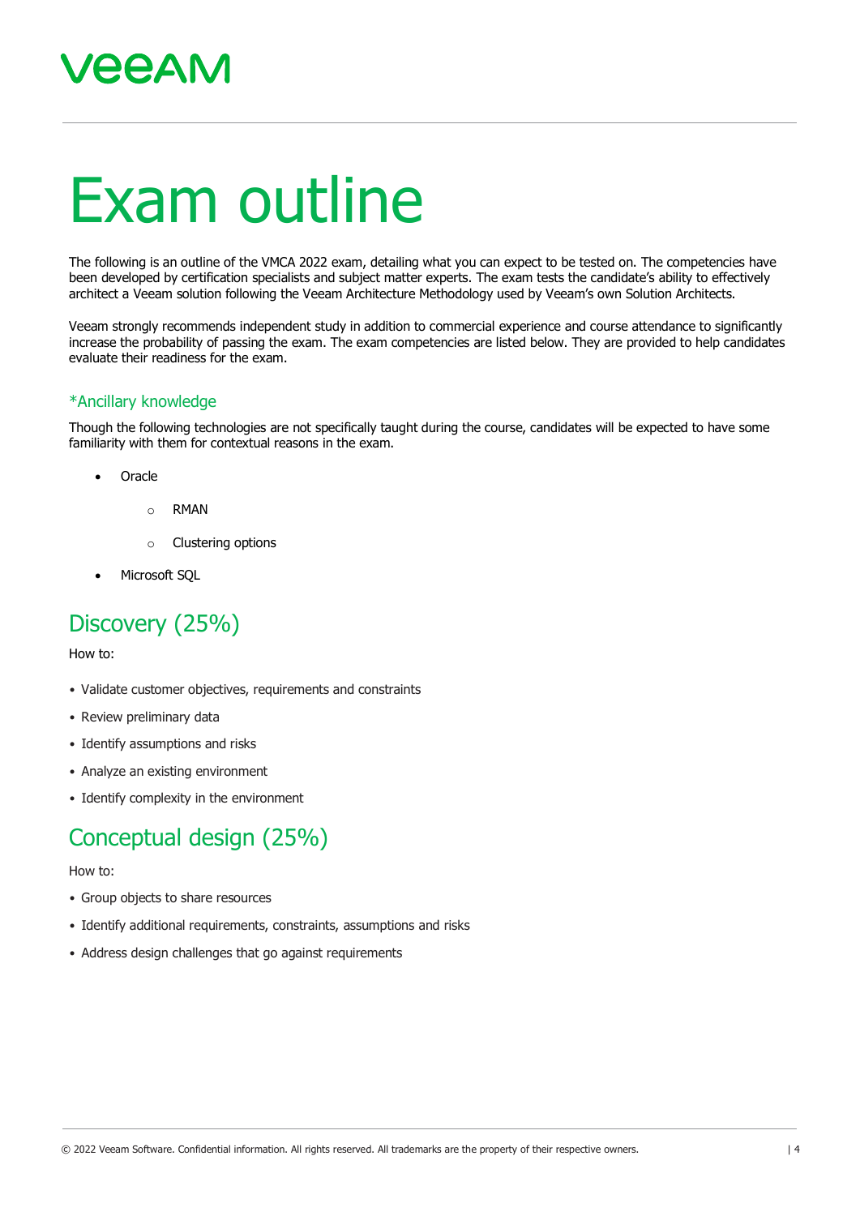# Exam outline

The following is an outline of the VMCA 2022 exam, detailing what you can expect to be tested on. The competencies have been developed by certification specialists and subject matter experts. The exam tests the candidate's ability to effectively architect a Veeam solution following the Veeam Architecture Methodology used by Veeam's own Solution Architects.

Veeam strongly recommends independent study in addition to commercial experience and course attendance to significantly increase the probability of passing the exam. The exam competencies are listed below. They are provided to help candidates evaluate their readiness for the exam.

### *Ancillary knowledge

Though the following technologies are not specifically taught during the course, candidates will be expected to have some familiarity with them for contextual reasons in the exam.

- Oracle
  - RMAN
  - Clustering options
- Microsoft SQL

## Discovery (25%)

How to:

- Validate customer objectives, requirements and constraints
- Review preliminary data
- Identify assumptions and risks
- Analyze an existing environment
- Identify complexity in the environment

## Conceptual design (25%)

How to:

- Group objects to share resources
- Identify additional requirements, constraints, assumptions and risks
- Address design challenges that go against requirements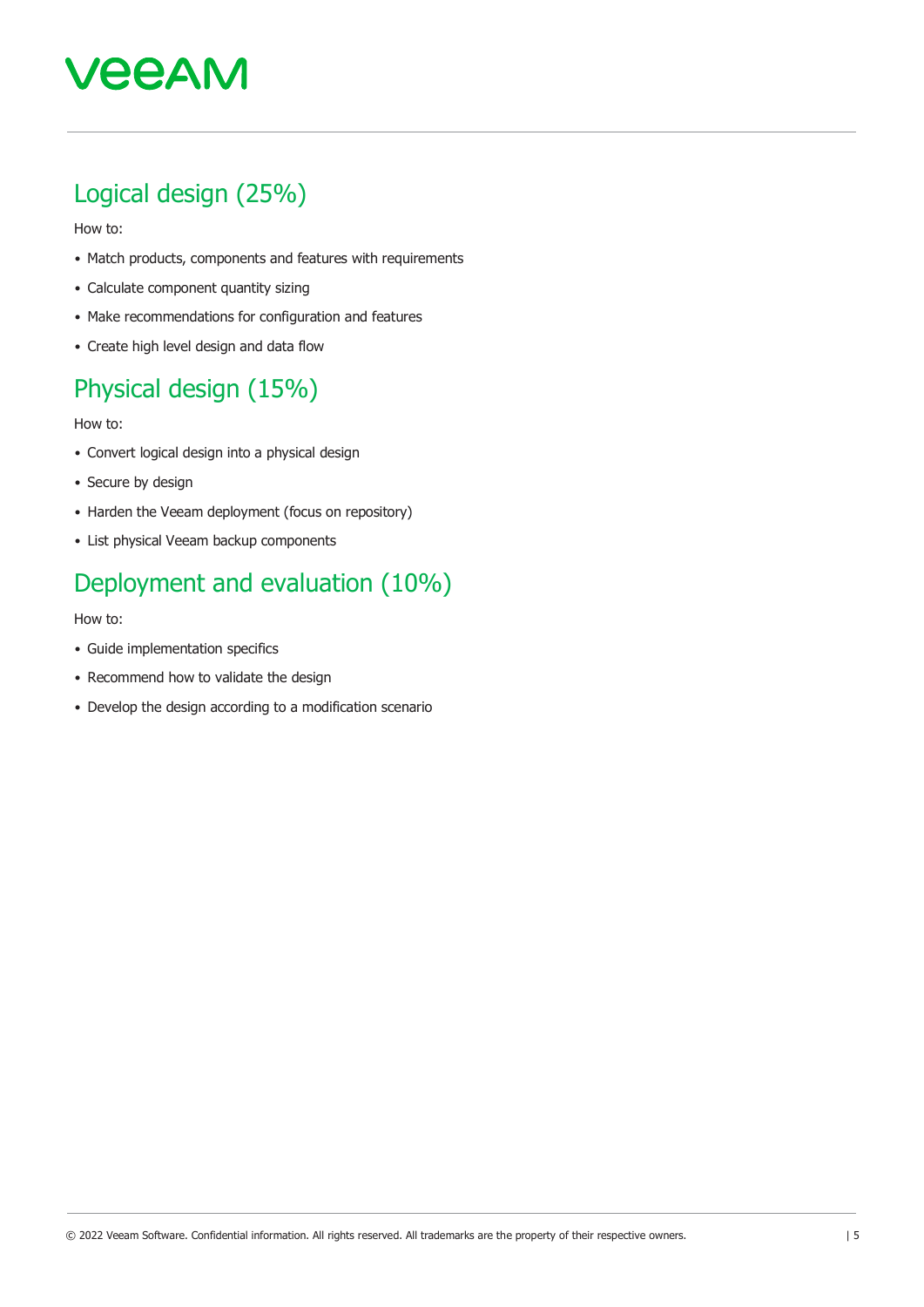## Logical design (25%)

How to:

- Match products, components and features with requirements
- Calculate component quantity sizing
- Make recommendations for configuration and features
- Create high level design and data flow

## Physical design (15%)

How to:

- Convert logical design into a physical design
- Secure by design
- Harden the Veeam deployment (focus on repository)
- List physical Veeam backup components

## Deployment and evaluation (10%)

How to:

- Guide implementation specifics
- Recommend how to validate the design
- Develop the design according to a modification scenario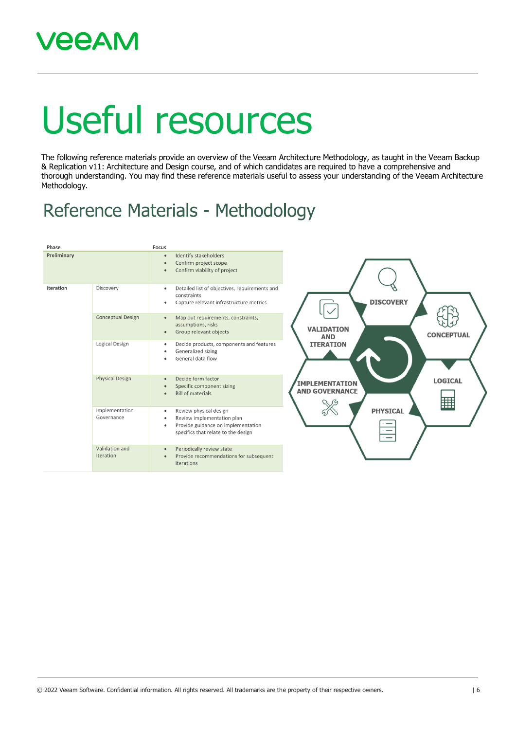# Useful resources

The following reference materials provide an overview of the Veeam Architecture Methodology, as taught in the Veeam Backup & Replication v11: Architecture and Design course, and of which candidates are required to have a comprehensive and thorough understanding. You may find these reference materials useful to assess your understanding of the Veeam Architecture Methodology.

## Reference Materials - Methodology

| Phase | | Focus |
|---|---|---|
| **Preliminary** | | • Identify stakeholders<br>• Confirm project scope<br>• Confirm viability of project |
| **Iteration** | Discovery | • Detailed list of objectives, requirements and constraints<br>• Capture relevant infrastructure metrics |
| | Conceptual Design | • Map out requirements, constraints, assumptions, risks<br>• Group relevant objects |
| | Logical Design | • Decide products, components and features<br>• Generalized sizing<br>• General data flow |
| | Physical Design | • Decide form factor<br>• Specific component sizing<br>• Bill of materials |
| | Implementation Governance | • Review physical design<br>• Review implementation plan<br>• Provide guidance on implementation specifics that relate to the design |
| | Validation and Iteration | • Periodically review state<br>• Provide recommendations for subsequent iterations |

DISCOVERY

CONCEPTUAL

LOGICAL

PHYSICAL

IMPLEMENTATION AND GOVERNANCE

VALIDATION AND ITERATION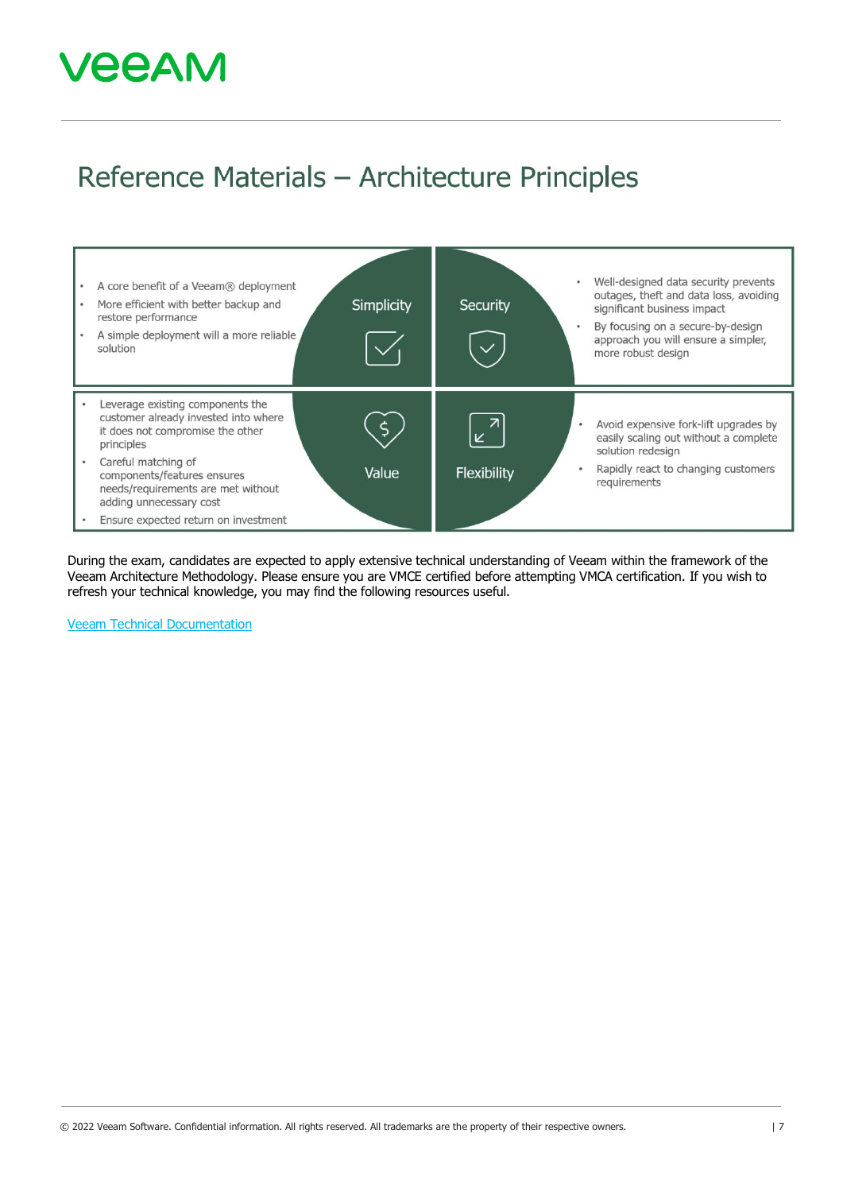# Reference Materials – Architecture Principles

**Simplicity**

- A core benefit of a Veeam® deployment
- More efficient with better backup and restore performance
- A simple deployment will a more reliable solution

**Security**

- Well-designed data security prevents outages, theft and data loss, avoiding significant business impact
- By focusing on a secure-by-design approach you will ensure a simpler, more robust design

**Value**

- Leverage existing components the customer already invested into where it does not compromise the other principles
- Careful matching of components/features ensures needs/requirements are met without adding unnecessary cost
- Ensure expected return on investment

**Flexibility**

- Avoid expensive fork-lift upgrades by easily scaling out without a complete solution redesign
- Rapidly react to changing customers requirements

During the exam, candidates are expected to apply extensive technical understanding of Veeam within the framework of the Veeam Architecture Methodology. Please ensure you are VMCE certified before attempting VMCA certification. If you wish to refresh your technical knowledge, you may find the following resources useful.

Veeam Technical Documentation